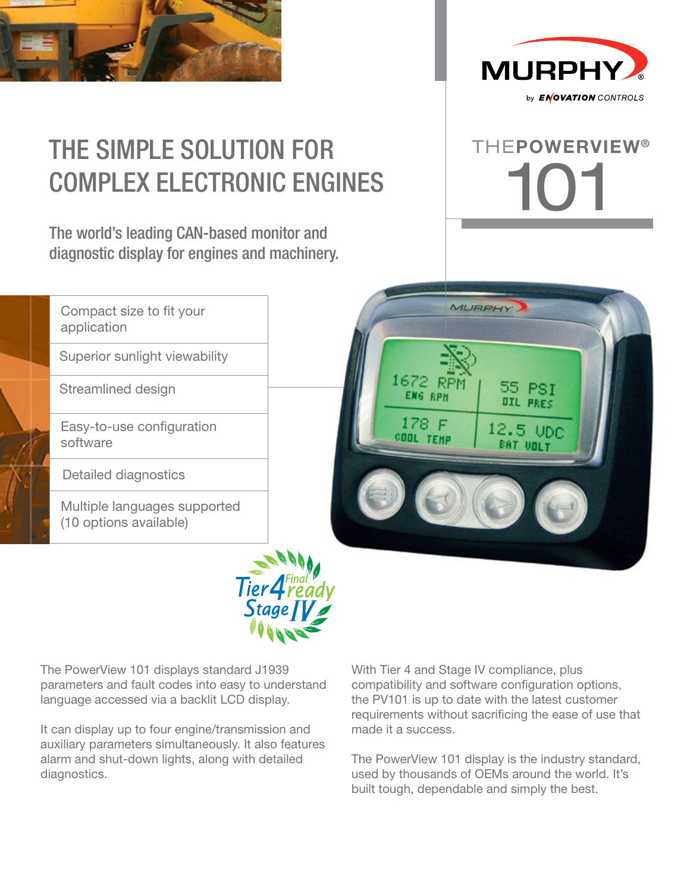MURPHY
by ENOVATION CONTROLS

# THE SIMPLE SOLUTION FOR COMPLEX ELECTRONIC ENGINES

## THE POWERVIEW® 101

The world's leading CAN-based monitor and diagnostic display for engines and machinery.

- Compact size to fit your application
- Superior sunlight viewability
- Streamlined design
- Easy-to-use configuration software
- Detailed diagnostics
- Multiple languages supported (10 options available)

Tier 4 Final ready Stage IV

The PowerView 101 displays standard J1939 parameters and fault codes into easy to understand language accessed via a backlit LCD display.

It can display up to four engine/transmission and auxiliary parameters simultaneously. It also features alarm and shut-down lights, along with detailed diagnostics.

With Tier 4 and Stage IV compliance, plus compatibility and software configuration options, the PV101 is up to date with the latest customer requirements without sacrificing the ease of use that made it a success.

The PowerView 101 display is the industry standard, used by thousands of OEMs around the world. It's built tough, dependable and simply the best.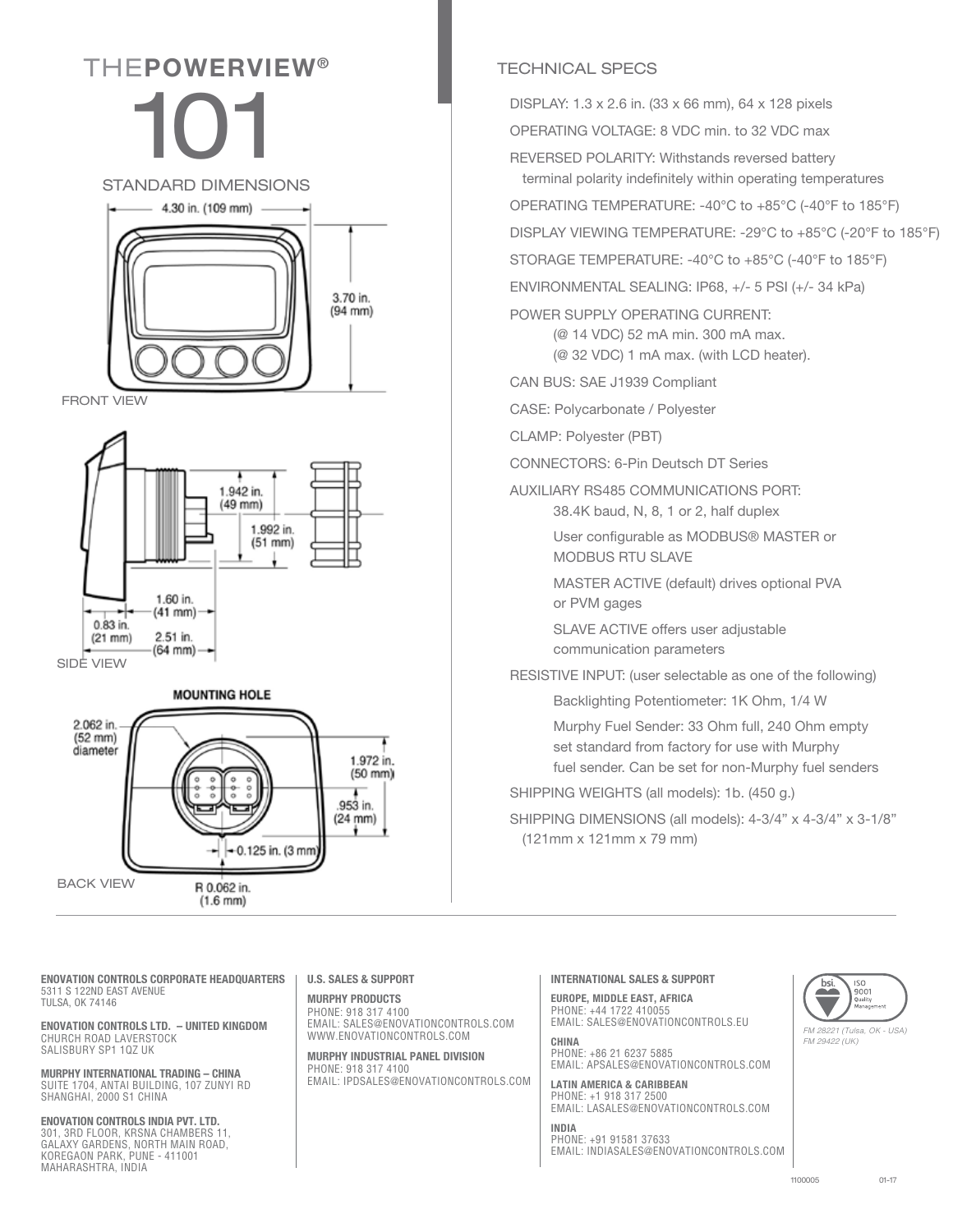# THE POWERVIEW® 101

## STANDARD DIMENSIONS

4.30 in. (109 mm)
3.70 in. (94 mm)

FRONT VIEW

1.942 in. (49 mm)
1.992 in. (51 mm)
1.60 in. (41 mm)
0.83 in. (21 mm)
2.51 in. (64 mm)

SIDE VIEW

MOUNTING HOLE

2.062 in. (52 mm) diameter
1.972 in. (50 mm)
.953 in. (24 mm)
0.125 in. (3 mm)
R 0.062 in. (1.6 mm)

BACK VIEW

## TECHNICAL SPECS

DISPLAY: 1.3 x 2.6 in. (33 x 66 mm), 64 x 128 pixels

OPERATING VOLTAGE: 8 VDC min. to 32 VDC max

REVERSED POLARITY: Withstands reversed battery terminal polarity indefinitely within operating temperatures

OPERATING TEMPERATURE: -40°C to +85°C (-40°F to 185°F)

DISPLAY VIEWING TEMPERATURE: -29°C to +85°C (-20°F to 185°F)

STORAGE TEMPERATURE: -40°C to +85°C (-40°F to 185°F)

ENVIRONMENTAL SEALING: IP68, +/- 5 PSI (+/- 34 kPa)

POWER SUPPLY OPERATING CURRENT:
(@ 14 VDC) 52 mA min. 300 mA max.
(@ 32 VDC) 1 mA max. (with LCD heater).

CAN BUS: SAE J1939 Compliant

CASE: Polycarbonate / Polyester

CLAMP: Polyester (PBT)

CONNECTORS: 6-Pin Deutsch DT Series

AUXILIARY RS485 COMMUNICATIONS PORT:
38.4K baud, N, 8, 1 or 2, half duplex

User configurable as MODBUS® MASTER or MODBUS RTU SLAVE

MASTER ACTIVE (default) drives optional PVA or PVM gages

SLAVE ACTIVE offers user adjustable communication parameters

RESISTIVE INPUT: (user selectable as one of the following)

Backlighting Potentiometer: 1K Ohm, 1/4 W

Murphy Fuel Sender: 33 Ohm full, 240 Ohm empty set standard from factory for use with Murphy fuel sender. Can be set for non-Murphy fuel senders

SHIPPING WEIGHTS (all models): 1b. (450 g.)

SHIPPING DIMENSIONS (all models): 4-3/4" x 4-3/4" x 3-1/8" (121mm x 121mm x 79 mm)

---

**ENOVATION CONTROLS CORPORATE HEADQUARTERS**
5311 S 122ND EAST AVENUE
TULSA, OK 74146

**ENOVATION CONTROLS LTD. – UNITED KINGDOM**
CHURCH ROAD LAVERSTOCK
SALISBURY SP1 1QZ UK

**MURPHY INTERNATIONAL TRADING – CHINA**
SUITE 1704, ANTAI BUILDING, 107 ZUNYI RD
SHANGHAI, 2000 S1 CHINA

**ENOVATION CONTROLS INDIA PVT. LTD.**
301, 3RD FLOOR, KRSNA CHAMBERS 11,
GALAXY GARDENS, NORTH MAIN ROAD,
KOREGAON PARK, PUNE - 411001
MAHARASHTRA, INDIA

**U.S. SALES & SUPPORT**

**MURPHY PRODUCTS**
PHONE: 918 317 4100
EMAIL: SALES@ENOVATIONCONTROLS.COM
WWW.ENOVATIONCONTROLS.COM

**MURPHY INDUSTRIAL PANEL DIVISION**
PHONE: 918 317 4100
EMAIL: IPDSALES@ENOVATIONCONTROLS.COM

**INTERNATIONAL SALES & SUPPORT**

**EUROPE, MIDDLE EAST, AFRICA**
PHONE: +44 1722 410055
EMAIL: SALES@ENOVATIONCONTROLS.EU

**CHINA**
PHONE: +86 21 6237 5885
EMAIL: APSALES@ENOVATIONCONTROLS.COM

**LATIN AMERICA & CARIBBEAN**
PHONE: +1 918 317 2500
EMAIL: LASALES@ENOVATIONCONTROLS.COM

**INDIA**
PHONE: +91 91581 37633
EMAIL: INDIASALES@ENOVATIONCONTROLS.COM

bsi. ISO 9001 Quality Management

*FM 28221 (Tulsa, OK - USA)*
*FM 29422 (UK)*

1100005 01-17